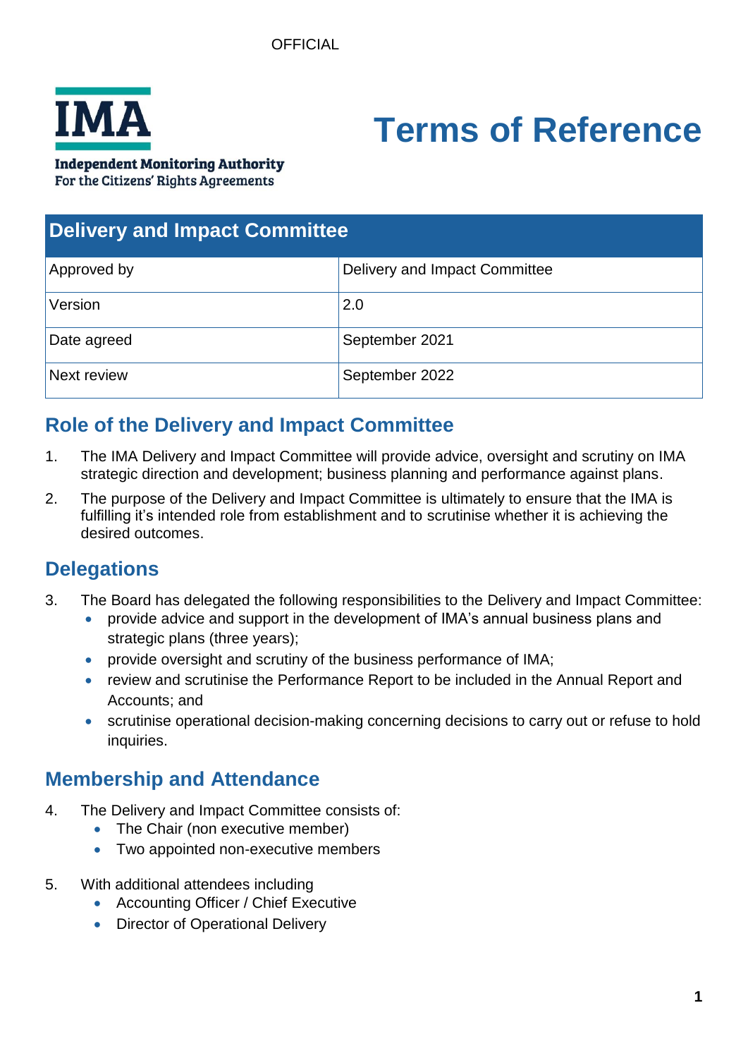OFFICIAL

**IMA**

**Independent Monitoring Authority**
**For the Citizens' Rights Agreements**

# Terms of Reference

| Delivery and Impact Committee | |
|---|---|
| Approved by | Delivery and Impact Committee |
| Version | 2.0 |
| Date agreed | September 2021 |
| Next review | September 2022 |

## Role of the Delivery and Impact Committee

1. The IMA Delivery and Impact Committee will provide advice, oversight and scrutiny on IMA strategic direction and development; business planning and performance against plans.
2. The purpose of the Delivery and Impact Committee is ultimately to ensure that the IMA is fulfilling it's intended role from establishment and to scrutinise whether it is achieving the desired outcomes.

## Delegations

3. The Board has delegated the following responsibilities to the Delivery and Impact Committee:
   - provide advice and support in the development of IMA's annual business plans and strategic plans (three years);
   - provide oversight and scrutiny of the business performance of IMA;
   - review and scrutinise the Performance Report to be included in the Annual Report and Accounts; and
   - scrutinise operational decision-making concerning decisions to carry out or refuse to hold inquiries.

## Membership and Attendance

4. The Delivery and Impact Committee consists of:
   - The Chair (non executive member)
   - Two appointed non-executive members
5. With additional attendees including
   - Accounting Officer / Chief Executive
   - Director of Operational Delivery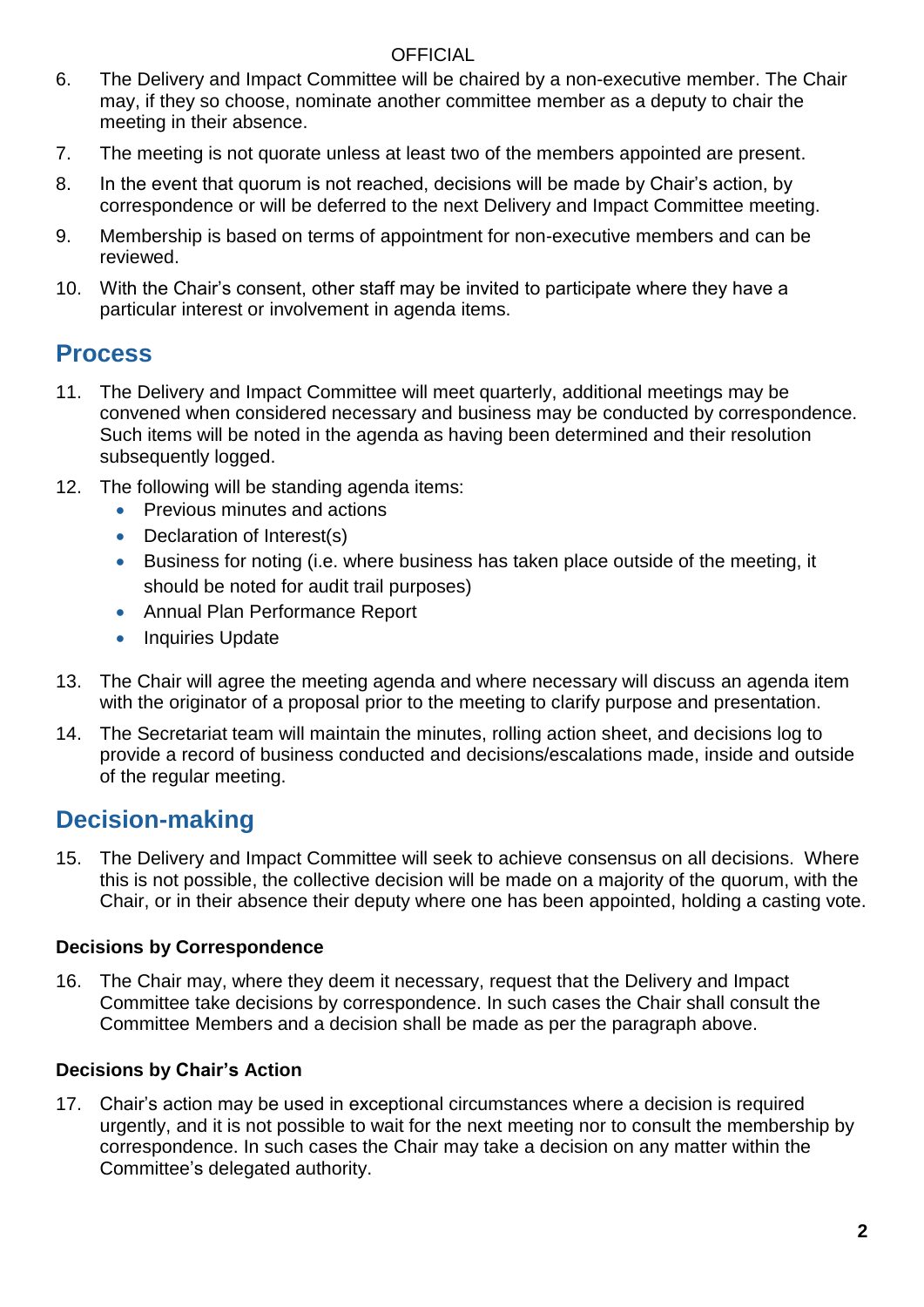6. The Delivery and Impact Committee will be chaired by a non-executive member. The Chair may, if they so choose, nominate another committee member as a deputy to chair the meeting in their absence.
7. The meeting is not quorate unless at least two of the members appointed are present.
8. In the event that quorum is not reached, decisions will be made by Chair's action, by correspondence or will be deferred to the next Delivery and Impact Committee meeting.
9. Membership is based on terms of appointment for non-executive members and can be reviewed.
10. With the Chair's consent, other staff may be invited to participate where they have a particular interest or involvement in agenda items.

## Process

11. The Delivery and Impact Committee will meet quarterly, additional meetings may be convened when considered necessary and business may be conducted by correspondence. Such items will be noted in the agenda as having been determined and their resolution subsequently logged.
12. The following will be standing agenda items:
    - Previous minutes and actions
    - Declaration of Interest(s)
    - Business for noting (i.e. where business has taken place outside of the meeting, it should be noted for audit trail purposes)
    - Annual Plan Performance Report
    - Inquiries Update
13. The Chair will agree the meeting agenda and where necessary will discuss an agenda item with the originator of a proposal prior to the meeting to clarify purpose and presentation.
14. The Secretariat team will maintain the minutes, rolling action sheet, and decisions log to provide a record of business conducted and decisions/escalations made, inside and outside of the regular meeting.

## Decision-making

15. The Delivery and Impact Committee will seek to achieve consensus on all decisions. Where this is not possible, the collective decision will be made on a majority of the quorum, with the Chair, or in their absence their deputy where one has been appointed, holding a casting vote.

### Decisions by Correspondence

16. The Chair may, where they deem it necessary, request that the Delivery and Impact Committee take decisions by correspondence. In such cases the Chair shall consult the Committee Members and a decision shall be made as per the paragraph above.

### Decisions by Chair's Action

17. Chair's action may be used in exceptional circumstances where a decision is required urgently, and it is not possible to wait for the next meeting nor to consult the membership by correspondence. In such cases the Chair may take a decision on any matter within the Committee's delegated authority.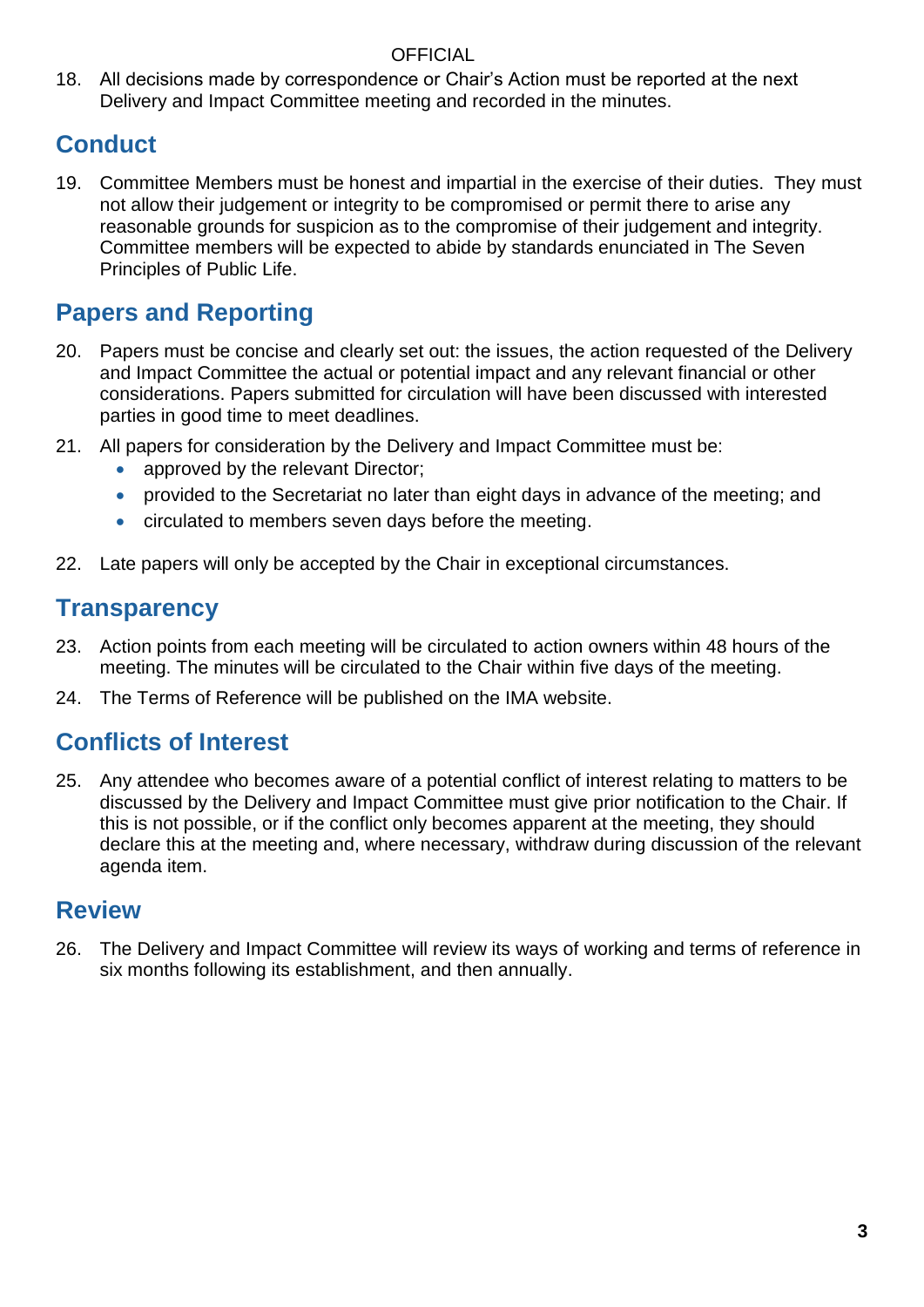18. All decisions made by correspondence or Chair's Action must be reported at the next Delivery and Impact Committee meeting and recorded in the minutes.

## Conduct

19. Committee Members must be honest and impartial in the exercise of their duties. They must not allow their judgement or integrity to be compromised or permit there to arise any reasonable grounds for suspicion as to the compromise of their judgement and integrity. Committee members will be expected to abide by standards enunciated in The Seven Principles of Public Life.

## Papers and Reporting

20. Papers must be concise and clearly set out: the issues, the action requested of the Delivery and Impact Committee the actual or potential impact and any relevant financial or other considerations. Papers submitted for circulation will have been discussed with interested parties in good time to meet deadlines.

21. All papers for consideration by the Delivery and Impact Committee must be:
    - approved by the relevant Director;
    - provided to the Secretariat no later than eight days in advance of the meeting; and
    - circulated to members seven days before the meeting.

22. Late papers will only be accepted by the Chair in exceptional circumstances.

## Transparency

23. Action points from each meeting will be circulated to action owners within 48 hours of the meeting. The minutes will be circulated to the Chair within five days of the meeting.

24. The Terms of Reference will be published on the IMA website.

## Conflicts of Interest

25. Any attendee who becomes aware of a potential conflict of interest relating to matters to be discussed by the Delivery and Impact Committee must give prior notification to the Chair. If this is not possible, or if the conflict only becomes apparent at the meeting, they should declare this at the meeting and, where necessary, withdraw during discussion of the relevant agenda item.

## Review

26. The Delivery and Impact Committee will review its ways of working and terms of reference in six months following its establishment, and then annually.